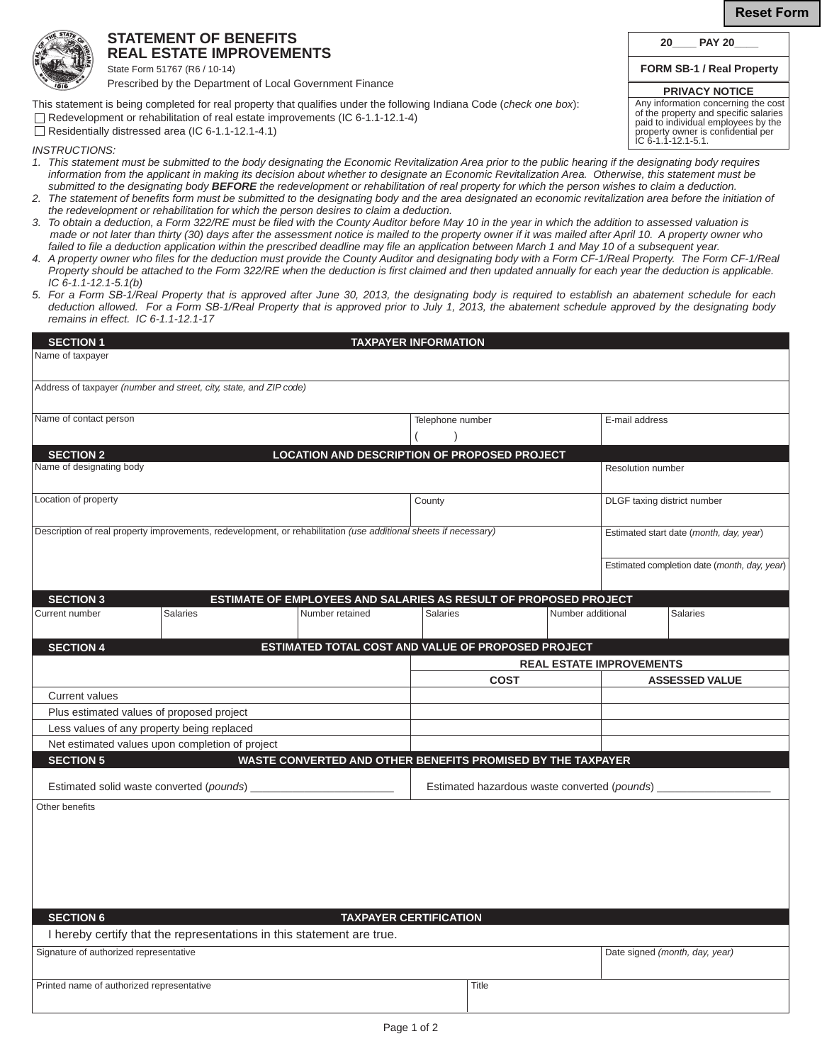Reset Form

# STATEMENT OF BENEFITS
# REAL ESTATE IMPROVEMENTS

State Form 51767 (R6 / 10-14)

Prescribed by the Department of Local Government Finance

| 20____ PAY 20____ |
|---|
| FORM SB-1 / Real Property |

**PRIVACY NOTICE**

Any information concerning the cost of the property and specific salaries paid to individual employees by the property owner is confidential per IC 6-1.1-12.1-5.1.

This statement is being completed for real property that qualifies under the following Indiana Code (*check one box*):

- ☐ Redevelopment or rehabilitation of real estate improvements (IC 6-1.1-12.1-4)
- ☐ Residentially distressed area (IC 6-1.1-12.1-4.1)

*INSTRUCTIONS:*

1. *This statement must be submitted to the body designating the Economic Revitalization Area prior to the public hearing if the designating body requires information from the applicant in making its decision about whether to designate an Economic Revitalization Area. Otherwise, this statement must be submitted to the designating body **BEFORE** the redevelopment or rehabilitation of real property for which the person wishes to claim a deduction.*
2. *The statement of benefits form must be submitted to the designating body and the area designated an economic revitalization area before the initiation of the redevelopment or rehabilitation for which the person desires to claim a deduction.*
3. *To obtain a deduction, a Form 322/RE must be filed with the County Auditor before May 10 in the year in which the addition to assessed valuation is made or not later than thirty (30) days after the assessment notice is mailed to the property owner if it was mailed after April 10. A property owner who failed to file a deduction application within the prescribed deadline may file an application between March 1 and May 10 of a subsequent year.*
4. *A property owner who files for the deduction must provide the County Auditor and designating body with a Form CF-1/Real Property. The Form CF-1/Real Property should be attached to the Form 322/RE when the deduction is first claimed and then updated annually for each year the deduction is applicable. IC 6-1.1-12.1-5.1(b)*
5. *For a Form SB-1/Real Property that is approved after June 30, 2013, the designating body is required to establish an abatement schedule for each deduction allowed. For a Form SB-1/Real Property that is approved prior to July 1, 2013, the abatement schedule approved by the designating body remains in effect. IC 6-1.1-12.1-17*

## SECTION 1 — TAXPAYER INFORMATION

| Name of taxpayer | | |
|---|---|---|
| Address of taxpayer *(number and street, city, state, and ZIP code)* | | |
| Name of contact person | Telephone number ( ) | E-mail address |

## SECTION 2 — LOCATION AND DESCRIPTION OF PROPOSED PROJECT

| Name of designating body | | Resolution number |
|---|---|---|
| Location of property | County | DLGF taxing district number |
| Description of real property improvements, redevelopment, or rehabilitation *(use additional sheets if necessary)* | | Estimated start date (*month, day, year*) |
| | | Estimated completion date (*month, day, year*) |

## SECTION 3 — ESTIMATE OF EMPLOYEES AND SALARIES AS RESULT OF PROPOSED PROJECT

| Current number | Salaries | Number retained | Salaries | Number additional | Salaries |
|---|---|---|---|---|---|
| | | | | | |

## SECTION 4 — ESTIMATED TOTAL COST AND VALUE OF PROPOSED PROJECT

| | REAL ESTATE IMPROVEMENTS | |
|---|---|---|
| | COST | ASSESSED VALUE |
| Current values | | |
| Plus estimated values of proposed project | | |
| Less values of any property being replaced | | |
| Net estimated values upon completion of project | | |

## SECTION 5 — WASTE CONVERTED AND OTHER BENEFITS PROMISED BY THE TAXPAYER

Estimated solid waste converted (*pounds*) ________________________

Estimated hazardous waste converted (*pounds*) ___________________

Other benefits

## SECTION 6 — TAXPAYER CERTIFICATION

I hereby certify that the representations in this statement are true.

| Signature of authorized representative | Date signed *(month, day, year)* |
|---|---|
| Printed name of authorized representative | Title |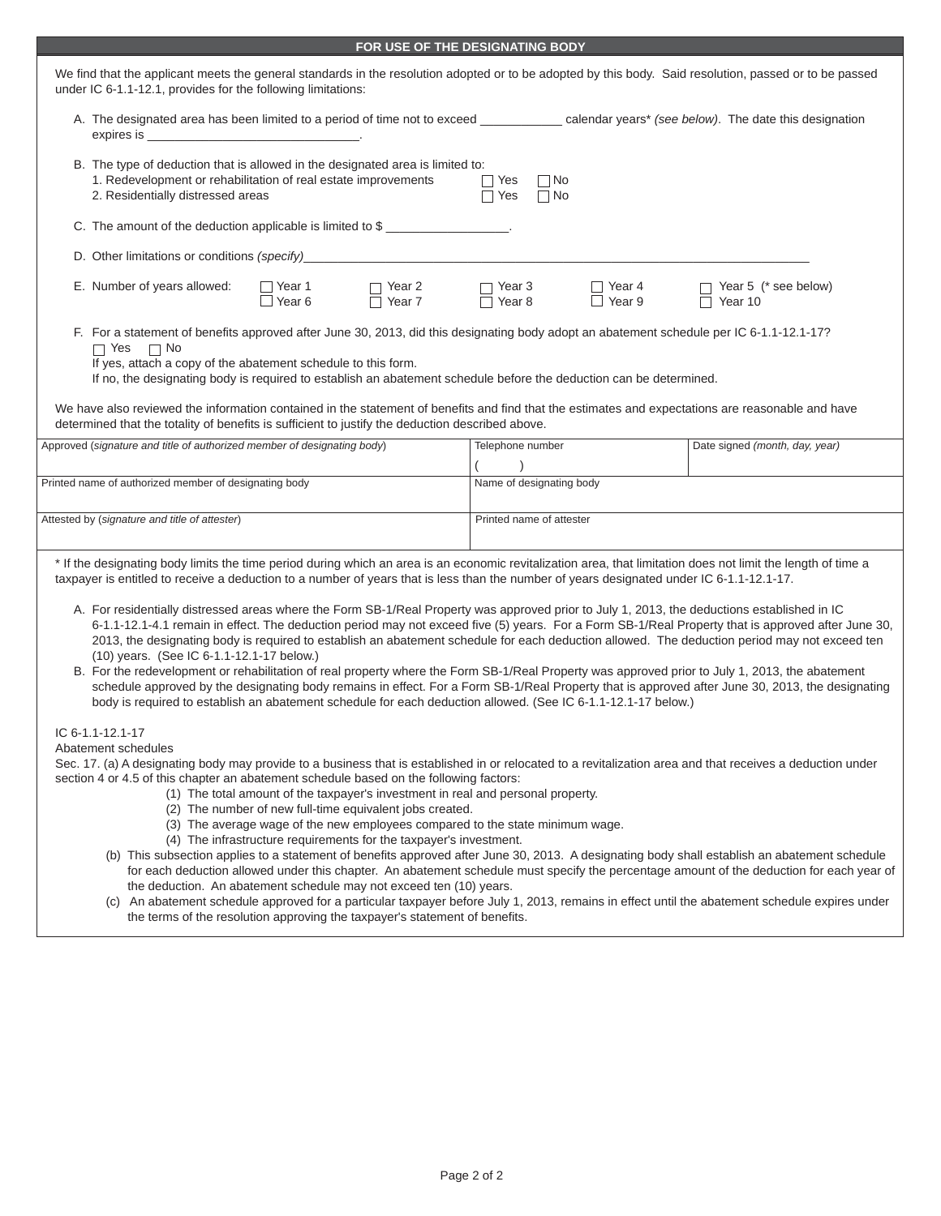## FOR USE OF THE DESIGNATING BODY

We find that the applicant meets the general standards in the resolution adopted or to be adopted by this body. Said resolution, passed or to be passed under IC 6-1.1-12.1, provides for the following limitations:

A. The designated area has been limited to a period of time not to exceed ___________ calendar years* *(see below)*. The date this designation expires is ______________________________.

B. The type of deduction that is allowed in the designated area is limited to:
   1. Redevelopment or rehabilitation of real estate improvements ☐ Yes ☐ No
   2. Residentially distressed areas ☐ Yes ☐ No

C. The amount of the deduction applicable is limited to $ _________________.

D. Other limitations or conditions *(specify)*_______________________________________________________________________

E. Number of years allowed: ☐ Year 1 ☐ Year 2 ☐ Year 3 ☐ Year 4 ☐ Year 5 (* see below)
   ☐ Year 6 ☐ Year 7 ☐ Year 8 ☐ Year 9 ☐ Year 10

F. For a statement of benefits approved after June 30, 2013, did this designating body adopt an abatement schedule per IC 6-1.1-12.1-17?
   ☐ Yes ☐ No
   If yes, attach a copy of the abatement schedule to this form.
   If no, the designating body is required to establish an abatement schedule before the deduction can be determined.

We have also reviewed the information contained in the statement of benefits and find that the estimates and expectations are reasonable and have determined that the totality of benefits is sufficient to justify the deduction described above.

| | | |
|---|---|---|
| Approved (*signature and title of authorized member of designating body*) | Telephone number<br>( ) | Date signed *(month, day, year)* |
| Printed name of authorized member of designating body | Name of designating body | |
| Attested by (*signature and title of attester*) | Printed name of attester | |

\* If the designating body limits the time period during which an area is an economic revitalization area, that limitation does not limit the length of time a taxpayer is entitled to receive a deduction to a number of years that is less than the number of years designated under IC 6-1.1-12.1-17.

A. For residentially distressed areas where the Form SB-1/Real Property was approved prior to July 1, 2013, the deductions established in IC 6-1.1-12.1-4.1 remain in effect. The deduction period may not exceed five (5) years. For a Form SB-1/Real Property that is approved after June 30, 2013, the designating body is required to establish an abatement schedule for each deduction allowed. The deduction period may not exceed ten (10) years. (See IC 6-1.1-12.1-17 below.)

B. For the redevelopment or rehabilitation of real property where the Form SB-1/Real Property was approved prior to July 1, 2013, the abatement schedule approved by the designating body remains in effect. For a Form SB-1/Real Property that is approved after June 30, 2013, the designating body is required to establish an abatement schedule for each deduction allowed. (See IC 6-1.1-12.1-17 below.)

IC 6-1.1-12.1-17
Abatement schedules
Sec. 17. (a) A designating body may provide to a business that is established in or relocated to a revitalization area and that receives a deduction under section 4 or 4.5 of this chapter an abatement schedule based on the following factors:
   (1) The total amount of the taxpayer's investment in real and personal property.
   (2) The number of new full-time equivalent jobs created.
   (3) The average wage of the new employees compared to the state minimum wage.
   (4) The infrastructure requirements for the taxpayer's investment.

(b) This subsection applies to a statement of benefits approved after June 30, 2013. A designating body shall establish an abatement schedule for each deduction allowed under this chapter. An abatement schedule must specify the percentage amount of the deduction for each year of the deduction. An abatement schedule may not exceed ten (10) years.

(c) An abatement schedule approved for a particular taxpayer before July 1, 2013, remains in effect until the abatement schedule expires under the terms of the resolution approving the taxpayer's statement of benefits.